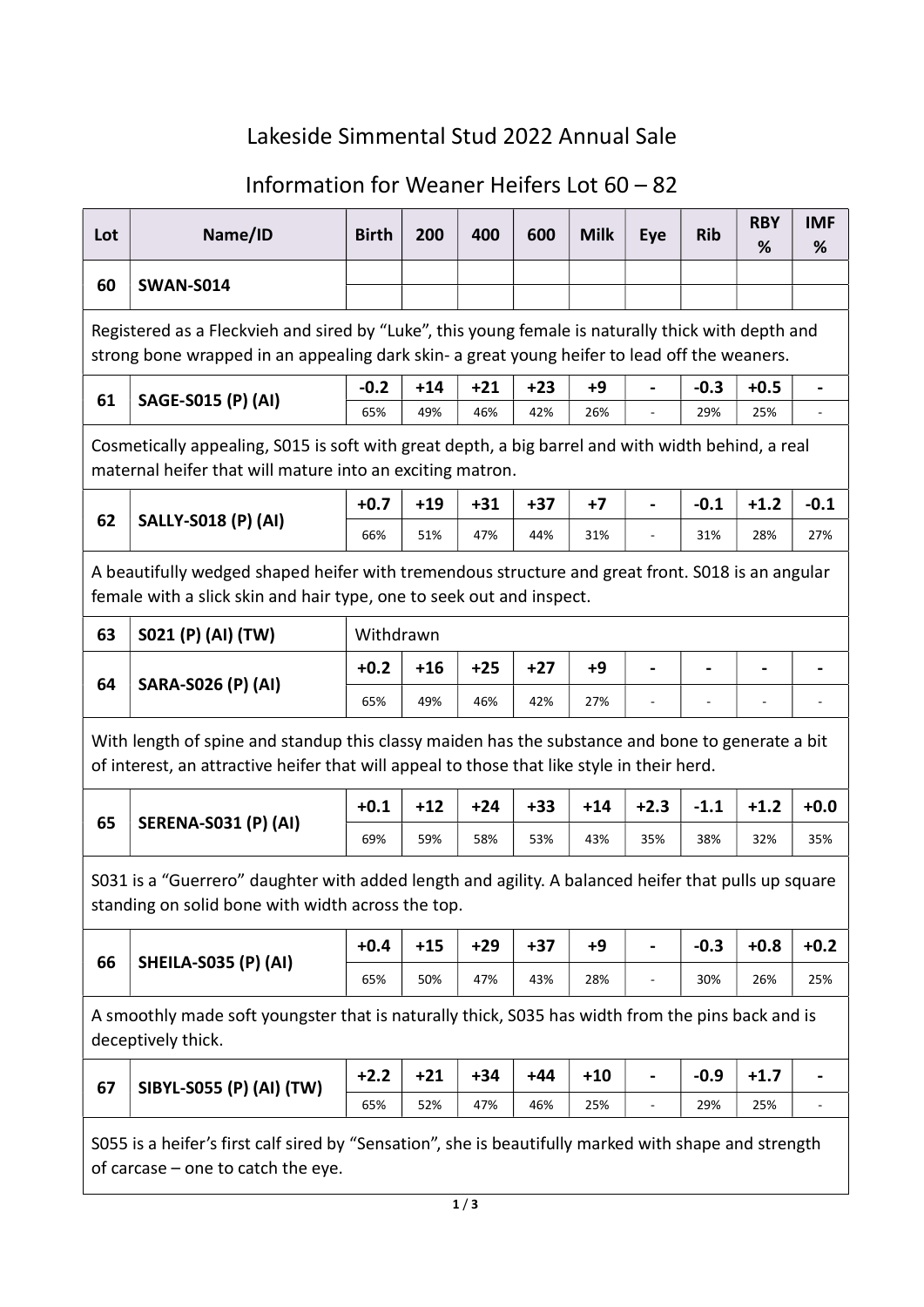# Lakeside Simmental Stud 2022 Annual Sale

## Information for Weaner Heifers Lot 60 – 82

| Lot | Name/ID | Birth | 200 | 400 | 600 | Milk | Eye | Rib | RBY % | IMF % |
|---|---|---|---|---|---|---|---|---|---|---|
| 60 | SWAN-S014 | | | | | | | | | |
| | | | | | | | | | | |

Registered as a Fleckvieh and sired by "Luke", this young female is naturally thick with depth and strong bone wrapped in an appealing dark skin- a great young heifer to lead off the weaners.

| Lot | Name/ID | Birth | 200 | 400 | 600 | Milk | Eye | Rib | RBY % | IMF % |
|---|---|---|---|---|---|---|---|---|---|---|
| 61 | SAGE-S015 (P) (AI) | -0.2 | +14 | +21 | +23 | +9 | - | -0.3 | +0.5 | - |
| | | 65% | 49% | 46% | 42% | 26% | - | 29% | 25% | - |

Cosmetically appealing, S015 is soft with great depth, a big barrel and with width behind, a real maternal heifer that will mature into an exciting matron.

| Lot | Name/ID | Birth | 200 | 400 | 600 | Milk | Eye | Rib | RBY % | IMF % |
|---|---|---|---|---|---|---|---|---|---|---|
| 62 | SALLY-S018 (P) (AI) | +0.7 | +19 | +31 | +37 | +7 | - | -0.1 | +1.2 | -0.1 |
| | | 66% | 51% | 47% | 44% | 31% | - | 31% | 28% | 27% |

A beautifully wedged shaped heifer with tremendous structure and great front. S018 is an angular female with a slick skin and hair type, one to seek out and inspect.

| Lot | Name/ID | Birth | 200 | 400 | 600 | Milk | Eye | Rib | RBY % | IMF % |
|---|---|---|---|---|---|---|---|---|---|---|
| 63 | S021 (P) (AI) (TW) | Withdrawn | | | | | | | | |
| 64 | SARA-S026 (P) (AI) | +0.2 | +16 | +25 | +27 | +9 | - | - | - | - |
| | | 65% | 49% | 46% | 42% | 27% | - | - | - | - |

With length of spine and standup this classy maiden has the substance and bone to generate a bit of interest, an attractive heifer that will appeal to those that like style in their herd.

| Lot | Name/ID | Birth | 200 | 400 | 600 | Milk | Eye | Rib | RBY % | IMF % |
|---|---|---|---|---|---|---|---|---|---|---|
| 65 | SERENA-S031 (P) (AI) | +0.1 | +12 | +24 | +33 | +14 | +2.3 | -1.1 | +1.2 | +0.0 |
| | | 69% | 59% | 58% | 53% | 43% | 35% | 38% | 32% | 35% |

S031 is a "Guerrero" daughter with added length and agility. A balanced heifer that pulls up square standing on solid bone with width across the top.

| Lot | Name/ID | Birth | 200 | 400 | 600 | Milk | Eye | Rib | RBY % | IMF % |
|---|---|---|---|---|---|---|---|---|---|---|
| 66 | SHEILA-S035 (P) (AI) | +0.4 | +15 | +29 | +37 | +9 | - | -0.3 | +0.8 | +0.2 |
| | | 65% | 50% | 47% | 43% | 28% | - | 30% | 26% | 25% |

A smoothly made soft youngster that is naturally thick, S035 has width from the pins back and is deceptively thick.

| Lot | Name/ID | Birth | 200 | 400 | 600 | Milk | Eye | Rib | RBY % | IMF % |
|---|---|---|---|---|---|---|---|---|---|---|
| 67 | SIBYL-S055 (P) (AI) (TW) | +2.2 | +21 | +34 | +44 | +10 | - | -0.9 | +1.7 | - |
| | | 65% | 52% | 47% | 46% | 25% | - | 29% | 25% | - |

S055 is a heifer's first calf sired by "Sensation", she is beautifully marked with shape and strength of carcase – one to catch the eye.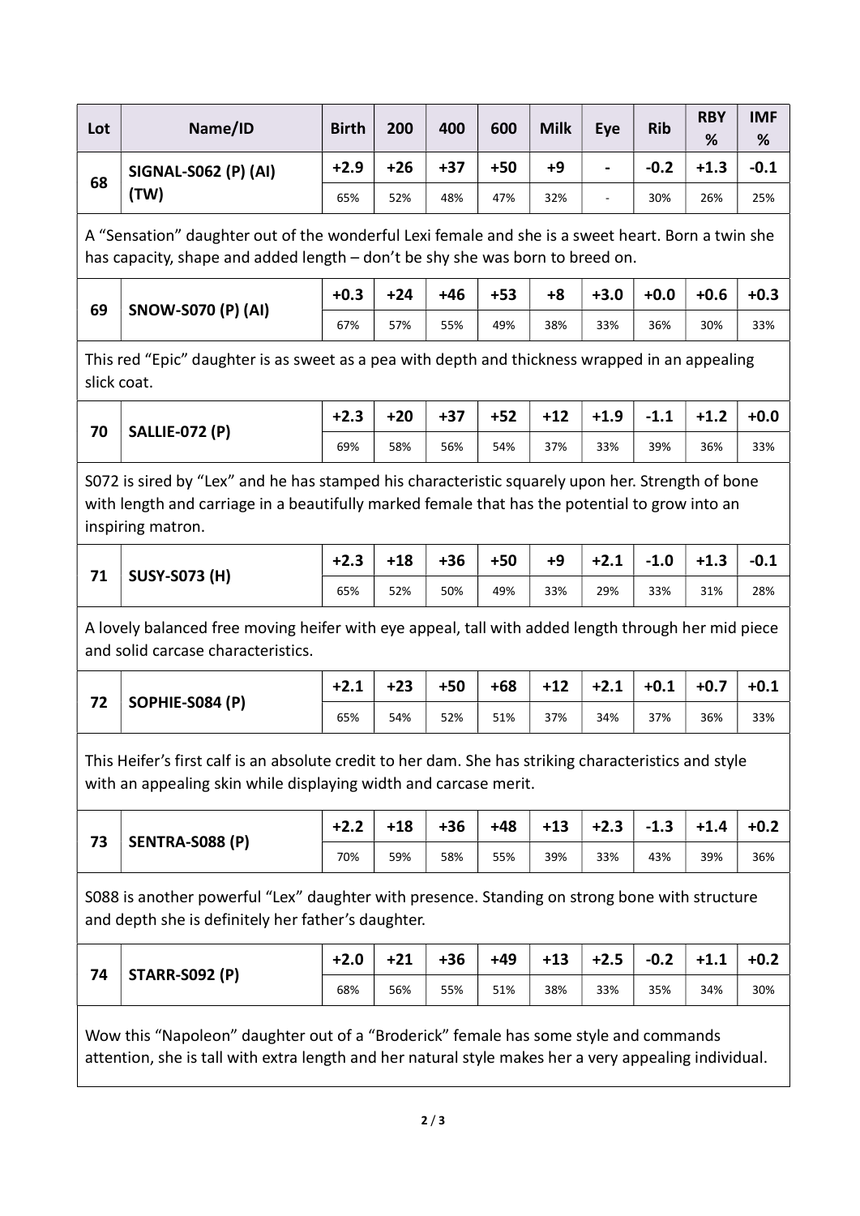| Lot | Name/ID | Birth | 200 | 400 | 600 | Milk | Eye | Rib | RBY % | IMF % |
|---|---|---|---|---|---|---|---|---|---|---|
| 68 | SIGNAL-S062 (P) (AI) (TW) | +2.9 | +26 | +37 | +50 | +9 | - | -0.2 | +1.3 | -0.1 |
| | | 65% | 52% | 48% | 47% | 32% | - | 30% | 26% | 25% |

A "Sensation" daughter out of the wonderful Lexi female and she is a sweet heart. Born a twin she has capacity, shape and added length – don't be shy she was born to breed on.

| Lot | Name/ID | Birth | 200 | 400 | 600 | Milk | Eye | Rib | RBY % | IMF % |
|---|---|---|---|---|---|---|---|---|---|---|
| 69 | SNOW-S070 (P) (AI) | +0.3 | +24 | +46 | +53 | +8 | +3.0 | +0.0 | +0.6 | +0.3 |
| | | 67% | 57% | 55% | 49% | 38% | 33% | 36% | 30% | 33% |

This red "Epic" daughter is as sweet as a pea with depth and thickness wrapped in an appealing slick coat.

| Lot | Name/ID | Birth | 200 | 400 | 600 | Milk | Eye | Rib | RBY % | IMF % |
|---|---|---|---|---|---|---|---|---|---|---|
| 70 | SALLIE-072 (P) | +2.3 | +20 | +37 | +52 | +12 | +1.9 | -1.1 | +1.2 | +0.0 |
| | | 69% | 58% | 56% | 54% | 37% | 33% | 39% | 36% | 33% |

S072 is sired by "Lex" and he has stamped his characteristic squarely upon her. Strength of bone with length and carriage in a beautifully marked female that has the potential to grow into an inspiring matron.

| Lot | Name/ID | Birth | 200 | 400 | 600 | Milk | Eye | Rib | RBY % | IMF % |
|---|---|---|---|---|---|---|---|---|---|---|
| 71 | SUSY-S073 (H) | +2.3 | +18 | +36 | +50 | +9 | +2.1 | -1.0 | +1.3 | -0.1 |
| | | 65% | 52% | 50% | 49% | 33% | 29% | 33% | 31% | 28% |

A lovely balanced free moving heifer with eye appeal, tall with added length through her mid piece and solid carcase characteristics.

| Lot | Name/ID | Birth | 200 | 400 | 600 | Milk | Eye | Rib | RBY % | IMF % |
|---|---|---|---|---|---|---|---|---|---|---|
| 72 | SOPHIE-S084 (P) | +2.1 | +23 | +50 | +68 | +12 | +2.1 | +0.1 | +0.7 | +0.1 |
| | | 65% | 54% | 52% | 51% | 37% | 34% | 37% | 36% | 33% |

This Heifer's first calf is an absolute credit to her dam. She has striking characteristics and style with an appealing skin while displaying width and carcase merit.

| Lot | Name/ID | Birth | 200 | 400 | 600 | Milk | Eye | Rib | RBY % | IMF % |
|---|---|---|---|---|---|---|---|---|---|---|
| 73 | SENTRA-S088 (P) | +2.2 | +18 | +36 | +48 | +13 | +2.3 | -1.3 | +1.4 | +0.2 |
| | | 70% | 59% | 58% | 55% | 39% | 33% | 43% | 39% | 36% |

S088 is another powerful "Lex" daughter with presence. Standing on strong bone with structure and depth she is definitely her father's daughter.

| Lot | Name/ID | Birth | 200 | 400 | 600 | Milk | Eye | Rib | RBY % | IMF % |
|---|---|---|---|---|---|---|---|---|---|---|
| 74 | STARR-S092 (P) | +2.0 | +21 | +36 | +49 | +13 | +2.5 | -0.2 | +1.1 | +0.2 |
| | | 68% | 56% | 55% | 51% | 38% | 33% | 35% | 34% | 30% |

Wow this "Napoleon" daughter out of a "Broderick" female has some style and commands attention, she is tall with extra length and her natural style makes her a very appealing individual.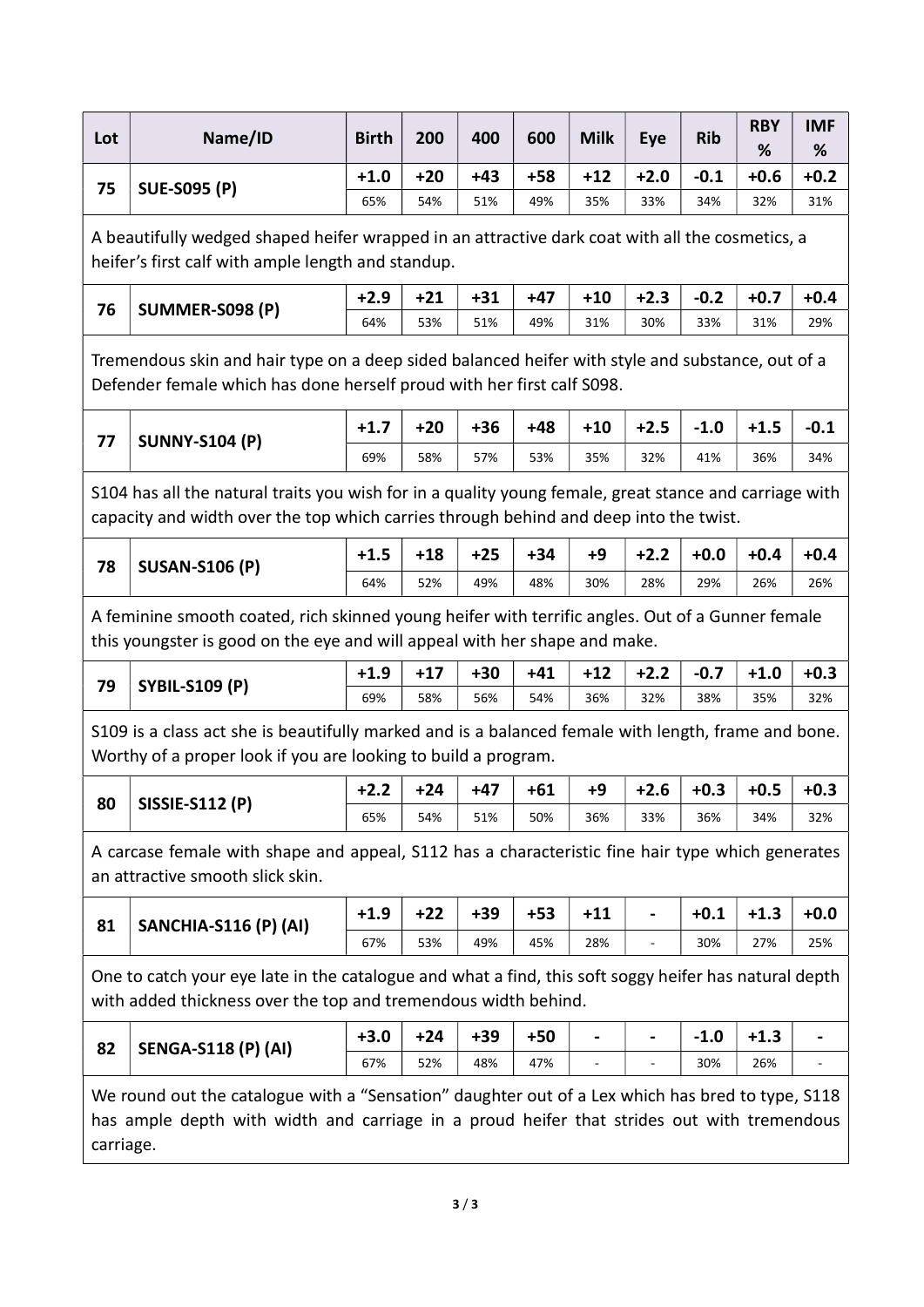| Lot | Name/ID | Birth | 200 | 400 | 600 | Milk | Eye | Rib | RBY % | IMF % |
|---|---|---|---|---|---|---|---|---|---|---|
| 75 | **SUE-S095 (P)** | +1.0 | +20 | +43 | +58 | +12 | +2.0 | -0.1 | +0.6 | +0.2 |
| | | 65% | 54% | 51% | 49% | 35% | 33% | 34% | 32% | 31% |

A beautifully wedged shaped heifer wrapped in an attractive dark coat with all the cosmetics, a heifer's first calf with ample length and standup.

| Lot | Name/ID | Birth | 200 | 400 | 600 | Milk | Eye | Rib | RBY % | IMF % |
|---|---|---|---|---|---|---|---|---|---|---|
| 76 | **SUMMER-S098 (P)** | +2.9 | +21 | +31 | +47 | +10 | +2.3 | -0.2 | +0.7 | +0.4 |
| | | 64% | 53% | 51% | 49% | 31% | 30% | 33% | 31% | 29% |

Tremendous skin and hair type on a deep sided balanced heifer with style and substance, out of a Defender female which has done herself proud with her first calf S098.

| Lot | Name/ID | Birth | 200 | 400 | 600 | Milk | Eye | Rib | RBY % | IMF % |
|---|---|---|---|---|---|---|---|---|---|---|
| 77 | **SUNNY-S104 (P)** | +1.7 | +20 | +36 | +48 | +10 | +2.5 | -1.0 | +1.5 | -0.1 |
| | | 69% | 58% | 57% | 53% | 35% | 32% | 41% | 36% | 34% |

S104 has all the natural traits you wish for in a quality young female, great stance and carriage with capacity and width over the top which carries through behind and deep into the twist.

| Lot | Name/ID | Birth | 200 | 400 | 600 | Milk | Eye | Rib | RBY % | IMF % |
|---|---|---|---|---|---|---|---|---|---|---|
| 78 | **SUSAN-S106 (P)** | +1.5 | +18 | +25 | +34 | +9 | +2.2 | +0.0 | +0.4 | +0.4 |
| | | 64% | 52% | 49% | 48% | 30% | 28% | 29% | 26% | 26% |

A feminine smooth coated, rich skinned young heifer with terrific angles. Out of a Gunner female this youngster is good on the eye and will appeal with her shape and make.

| Lot | Name/ID | Birth | 200 | 400 | 600 | Milk | Eye | Rib | RBY % | IMF % |
|---|---|---|---|---|---|---|---|---|---|---|
| 79 | **SYBIL-S109 (P)** | +1.9 | +17 | +30 | +41 | +12 | +2.2 | -0.7 | +1.0 | +0.3 |
| | | 69% | 58% | 56% | 54% | 36% | 32% | 38% | 35% | 32% |

S109 is a class act she is beautifully marked and is a balanced female with length, frame and bone. Worthy of a proper look if you are looking to build a program.

| Lot | Name/ID | Birth | 200 | 400 | 600 | Milk | Eye | Rib | RBY % | IMF % |
|---|---|---|---|---|---|---|---|---|---|---|
| 80 | **SISSIE-S112 (P)** | +2.2 | +24 | +47 | +61 | +9 | +2.6 | +0.3 | +0.5 | +0.3 |
| | | 65% | 54% | 51% | 50% | 36% | 33% | 36% | 34% | 32% |

A carcase female with shape and appeal, S112 has a characteristic fine hair type which generates an attractive smooth slick skin.

| Lot | Name/ID | Birth | 200 | 400 | 600 | Milk | Eye | Rib | RBY % | IMF % |
|---|---|---|---|---|---|---|---|---|---|---|
| 81 | **SANCHIA-S116 (P) (AI)** | +1.9 | +22 | +39 | +53 | +11 | - | +0.1 | +1.3 | +0.0 |
| | | 67% | 53% | 49% | 45% | 28% | - | 30% | 27% | 25% |

One to catch your eye late in the catalogue and what a find, this soft soggy heifer has natural depth with added thickness over the top and tremendous width behind.

| Lot | Name/ID | Birth | 200 | 400 | 600 | Milk | Eye | Rib | RBY % | IMF % |
|---|---|---|---|---|---|---|---|---|---|---|
| 82 | **SENGA-S118 (P) (AI)** | +3.0 | +24 | +39 | +50 | - | - | -1.0 | +1.3 | - |
| | | 67% | 52% | 48% | 47% | - | - | 30% | 26% | - |

We round out the catalogue with a "Sensation" daughter out of a Lex which has bred to type, S118 has ample depth with width and carriage in a proud heifer that strides out with tremendous carriage.